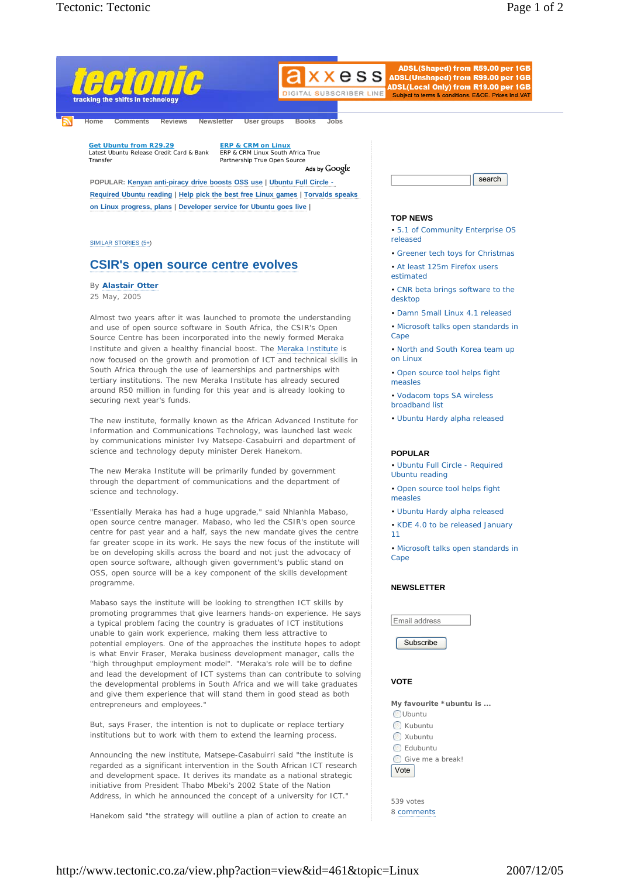tectonic
tracking the shifts in technology

axxess DIGITAL SUBSCRIBER LINE — ADSL(Shaped) from R59.00 per 1GB | ADSL(Unshaped) from R99.00 per 1GB | ADSL(Local Only) from R19.00 per 1GB | Subject to terms & conditions. E&OE. Prices Incl.VAT

Home | Comments | Reviews | Newsletter | User groups | Books | Jobs

**Get Ubuntu from R29.29**
Latest Ubuntu Release Credit Card & Bank Transfer

**ERP & CRM on Linux**
ERP & CRM Linux South Africa True Partnership True Open Source

Ads by Google

**POPULAR:** Kenyan anti-piracy drive boosts OSS use | Ubuntu Full Circle - Required Ubuntu reading | Help pick the best free Linux games | Torvalds speaks on Linux progress, plans | Developer service for Ubuntu goes live |

SIMILAR STORIES (5+)

# CSIR's open source centre evolves

By **Alastair Otter**
25 May, 2005

Almost two years after it was launched to promote the understanding and use of open source software in South Africa, the CSIR's Open Source Centre has been incorporated into the newly formed Meraka Institute and given a healthy financial boost. The Meraka Institute is now focused on the growth and promotion of ICT and technical skills in South Africa through the use of learnerships and partnerships with tertiary institutions. The new Meraka Institute has already secured around R50 million in funding for this year and is already looking to securing next year's funds.

The new institute, formally known as the African Advanced Institute for Information and Communications Technology, was launched last week by communications minister Ivy Matsepe-Casabuirri and department of science and technology deputy minister Derek Hanekom.

The new Meraka Institute will be primarily funded by government through the department of communications and the department of science and technology.

"Essentially Meraka has had a huge upgrade," said Nhlanhla Mabaso, open source centre manager. Mabaso, who led the CSIR's open source centre for past year and a half, says the new mandate gives the centre far greater scope in its work. He says the new focus of the institute will be on developing skills across the board and not just the advocacy of open source software, although given government's public stand on OSS, open source will be a key component of the skills development programme.

Mabaso says the institute will be looking to strengthen ICT skills by promoting programmes that give learners hands-on experience. He says a typical problem facing the country is graduates of ICT institutions unable to gain work experience, making them less attractive to potential employers. One of the approaches the institute hopes to adopt is what Envir Fraser, Meraka business development manager, calls the "high throughput employment model". "Meraka's role will be to define and lead the development of ICT systems than can contribute to solving the developmental problems in South Africa and we will take graduates and give them experience that will stand them in good stead as both entrepreneurs and employees."

But, says Fraser, the intention is not to duplicate or replace tertiary institutions but to work with them to extend the learning process.

Announcing the new institute, Matsepe-Casabuirri said "the institute is regarded as a significant intervention in the South African ICT research and development space. It derives its mandate as a national strategic initiative from President Thabo Mbeki's 2002 State of the Nation Address, in which he announced the concept of a university for ICT."

Hanekom said "the strategy will outline a plan of action to create an

search

### TOP NEWS

- 5.1 of Community Enterprise OS released
- Greener tech toys for Christmas
- At least 125m Firefox users estimated
- CNR beta brings software to the desktop
- Damn Small Linux 4.1 released
- Microsoft talks open standards in Cape
- North and South Korea team up on Linux
- Open source tool helps fight measles
- Vodacom tops SA wireless broadband list
- Ubuntu Hardy alpha released

### POPULAR

- Ubuntu Full Circle - Required Ubuntu reading
- Open source tool helps fight measles
- Ubuntu Hardy alpha released
- KDE 4.0 to be released January 11
- Microsoft talks open standards in Cape

### NEWSLETTER

Email address

Subscribe

### VOTE

**My favourite *ubuntu is ...**

- Ubuntu
- Kubuntu
- Xubuntu
- Edubuntu
- Give me a break!

Vote

539 votes
8 comments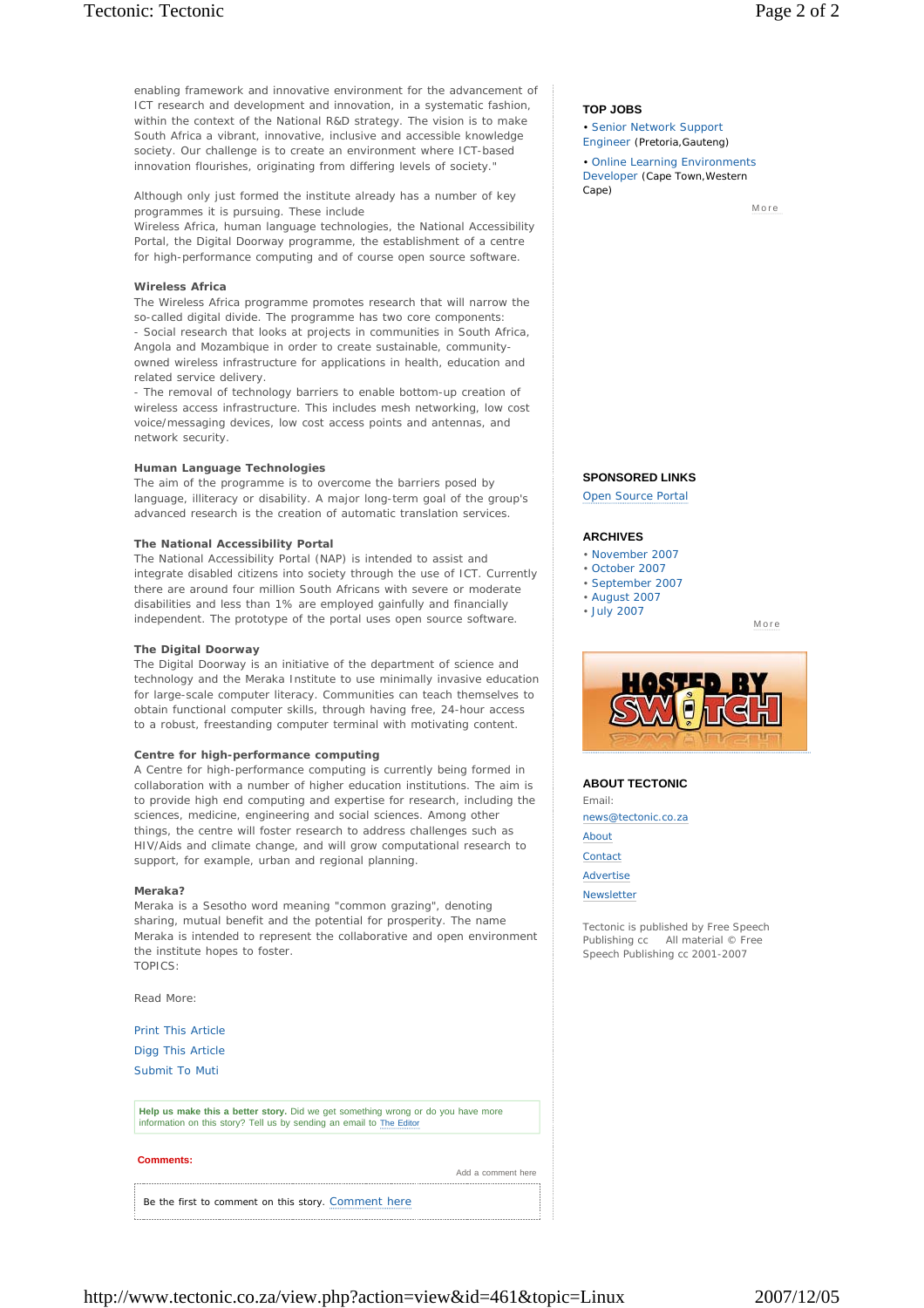enabling framework and innovative environment for the advancement of ICT research and development and innovation, in a systematic fashion, within the context of the National R&D strategy. The vision is to make South Africa a vibrant, innovative, inclusive and accessible knowledge society. Our challenge is to create an environment where ICT-based innovation flourishes, originating from differing levels of society."

Although only just formed the institute already has a number of key programmes it is pursuing. These include
Wireless Africa, human language technologies, the National Accessibility Portal, the Digital Doorway programme, the establishment of a centre for high-performance computing and of course open source software.

**Wireless Africa**

The Wireless Africa programme promotes research that will narrow the so-called digital divide. The programme has two core components:
- Social research that looks at projects in communities in South Africa, Angola and Mozambique in order to create sustainable, community-owned wireless infrastructure for applications in health, education and related service delivery.
- The removal of technology barriers to enable bottom-up creation of wireless access infrastructure. This includes mesh networking, low cost voice/messaging devices, low cost access points and antennas, and network security.

**Human Language Technologies**

The aim of the programme is to overcome the barriers posed by language, illiteracy or disability. A major long-term goal of the group's advanced research is the creation of automatic translation services.

**The National Accessibility Portal**

The National Accessibility Portal (NAP) is intended to assist and integrate disabled citizens into society through the use of ICT. Currently there are around four million South Africans with severe or moderate disabilities and less than 1% are employed gainfully and financially independent. The prototype of the portal uses open source software.

**The Digital Doorway**

The Digital Doorway is an initiative of the department of science and technology and the Meraka Institute to use minimally invasive education for large-scale computer literacy. Communities can teach themselves to obtain functional computer skills, through having free, 24-hour access to a robust, freestanding computer terminal with motivating content.

**Centre for high-performance computing**

A Centre for high-performance computing is currently being formed in collaboration with a number of higher education institutions. The aim is to provide high end computing and expertise for research, including the sciences, medicine, engineering and social sciences. Among other things, the centre will foster research to address challenges such as HIV/Aids and climate change, and will grow computational research to support, for example, urban and regional planning.

**Meraka?**

Meraka is a Sesotho word meaning "common grazing", denoting sharing, mutual benefit and the potential for prosperity. The name Meraka is intended to represent the collaborative and open environment the institute hopes to foster.
TOPICS:

Read More:

Print This Article

Digg This Article

Submit To Muti

**Help us make this a better story.** Did we get something wrong or do you have more information on this story? Tell us by sending an email to The Editor

**Comments:**

Add a comment here

Be the first to comment on this story. Comment here

**TOP JOBS**

- Senior Network Support Engineer (Pretoria,Gauteng)
- Online Learning Environments Developer (Cape Town,Western Cape)

More

**SPONSORED LINKS**

Open Source Portal

**ARCHIVES**

- November 2007
- October 2007
- September 2007
- August 2007
- July 2007

More

HOSTED BY SWITCH

**ABOUT TECTONIC**

Email:
news@tectonic.co.za

About

Contact

Advertise

Newsletter

Tectonic is published by Free Speech Publishing cc All material © Free Speech Publishing cc 2001-2007